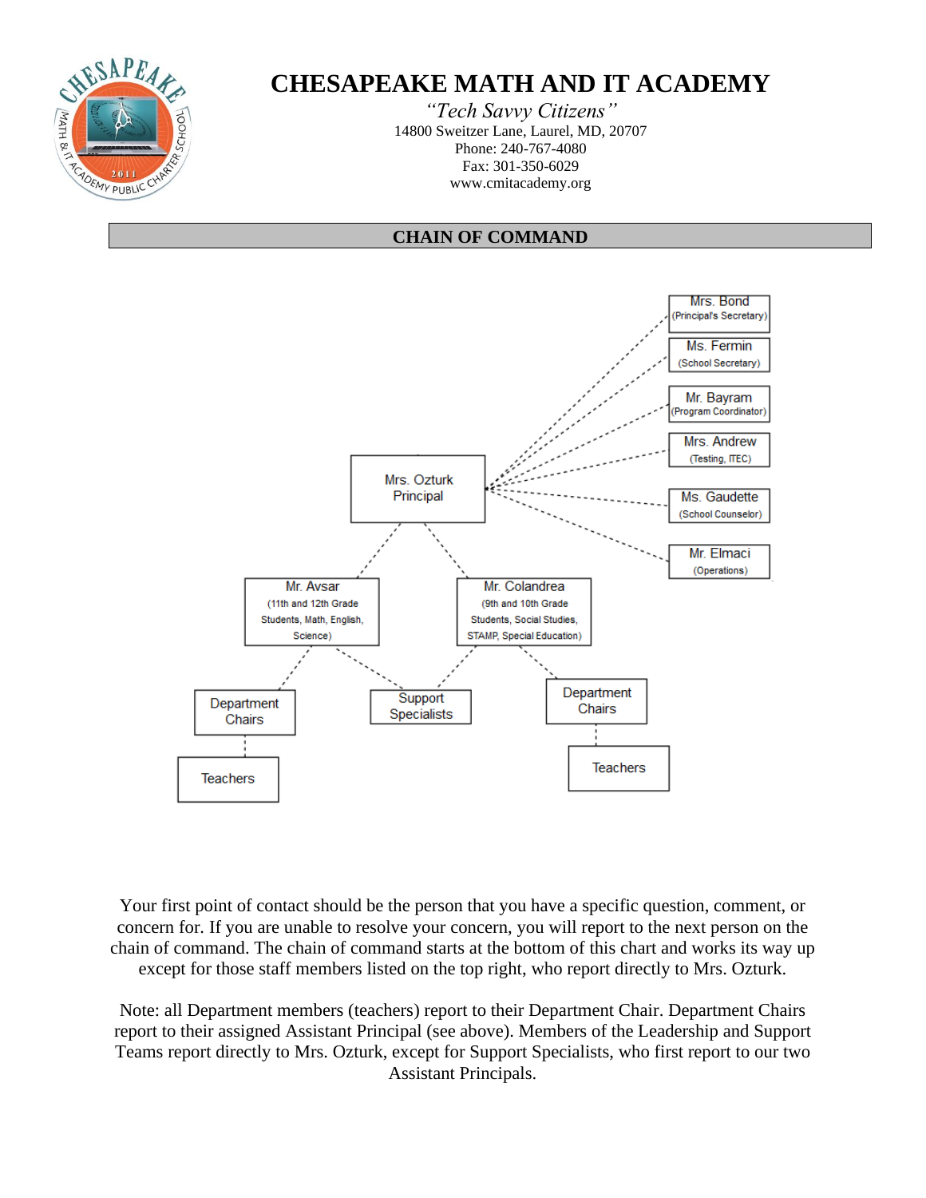# CHESAPEAKE MATH AND IT ACADEMY

*"Tech Savvy Citizens"*
14800 Sweitzer Lane, Laurel, MD, 20707
Phone: 240-767-4080
Fax: 301-350-6029
www.cmitacademy.org

## CHAIN OF COMMAND

Mrs. Bond (Principal's Secretary)

Ms. Fermin (School Secretary)

Mr. Bayram (Program Coordinator)

Mrs. Andrew (Testing, ITEC)

Mrs. Ozturk Principal

Ms. Gaudette (School Counselor)

Mr. Elmaci (Operations)

Mr. Avsar (11th and 12th Grade Students, Math, English, Science)

Mr. Colandrea (9th and 10th Grade Students, Social Studies, STAMP, Special Education)

Department Chairs

Support Specialists

Department Chairs

Teachers

Teachers

Your first point of contact should be the person that you have a specific question, comment, or concern for. If you are unable to resolve your concern, you will report to the next person on the chain of command. The chain of command starts at the bottom of this chart and works its way up except for those staff members listed on the top right, who report directly to Mrs. Ozturk.

Note: all Department members (teachers) report to their Department Chair. Department Chairs report to their assigned Assistant Principal (see above). Members of the Leadership and Support Teams report directly to Mrs. Ozturk, except for Support Specialists, who first report to our two Assistant Principals.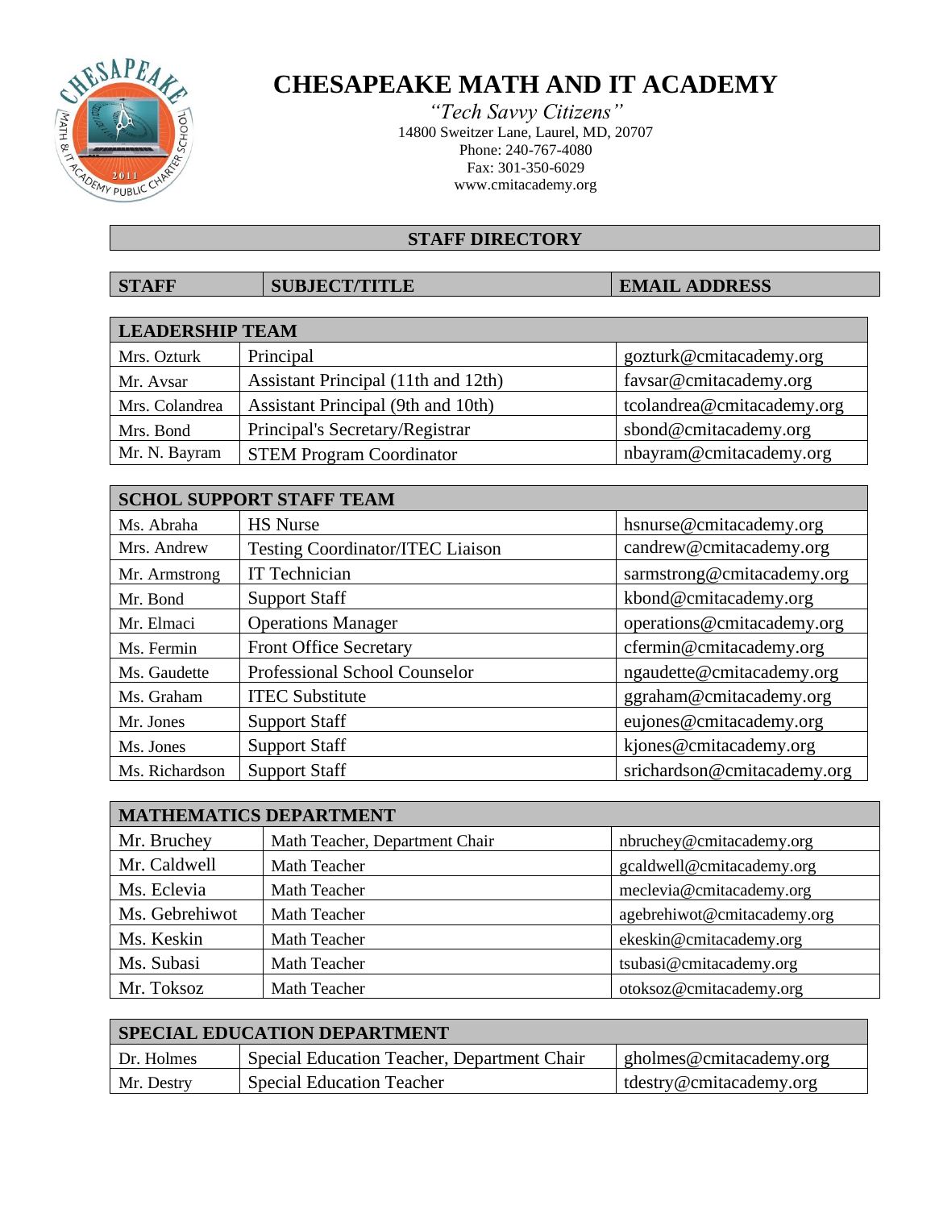# CHESAPEAKE MATH AND IT ACADEMY

*"Tech Savvy Citizens"*
14800 Sweitzer Lane, Laurel, MD, 20707
Phone: 240-767-4080
Fax: 301-350-6029
www.cmitacademy.org

## STAFF DIRECTORY

| STAFF | SUBJECT/TITLE | EMAIL ADDRESS |
|---|---|---|
| **LEADERSHIP TEAM** | | |
| Mrs. Ozturk | Principal | gozturk@cmitacademy.org |
| Mr. Avsar | Assistant Principal (11th and 12th) | favsar@cmitacademy.org |
| Mrs. Colandrea | Assistant Principal (9th and 10th) | tcolandrea@cmitacademy.org |
| Mrs. Bond | Principal's Secretary/Registrar | sbond@cmitacademy.org |
| Mr. N. Bayram | STEM Program Coordinator | nbayram@cmitacademy.org |
| **SCHOL SUPPORT STAFF TEAM** | | |
| Ms. Abraha | HS Nurse | hsnurse@cmitacademy.org |
| Mrs. Andrew | Testing Coordinator/ITEC Liaison | candrew@cmitacademy.org |
| Mr. Armstrong | IT Technician | sarmstrong@cmitacademy.org |
| Mr. Bond | Support Staff | kbond@cmitacademy.org |
| Mr. Elmaci | Operations Manager | operations@cmitacademy.org |
| Ms. Fermin | Front Office Secretary | cfermin@cmitacademy.org |
| Ms. Gaudette | Professional School Counselor | ngaudette@cmitacademy.org |
| Ms. Graham | ITEC Substitute | ggraham@cmitacademy.org |
| Mr. Jones | Support Staff | eujones@cmitacademy.org |
| Ms. Jones | Support Staff | kjones@cmitacademy.org |
| Ms. Richardson | Support Staff | srichardson@cmitacademy.org |
| **MATHEMATICS DEPARTMENT** | | |
| Mr. Bruchey | Math Teacher, Department Chair | nbruchey@cmitacademy.org |
| Mr. Caldwell | Math Teacher | gcaldwell@cmitacademy.org |
| Ms. Eclevia | Math Teacher | meclevia@cmitacademy.org |
| Ms. Gebrehiwot | Math Teacher | agebrehiwot@cmitacademy.org |
| Ms. Keskin | Math Teacher | ekeskin@cmitacademy.org |
| Ms. Subasi | Math Teacher | tsubasi@cmitacademy.org |
| Mr. Toksoz | Math Teacher | otoksoz@cmitacademy.org |
| **SPECIAL EDUCATION DEPARTMENT** | | |
| Dr. Holmes | Special Education Teacher, Department Chair | gholmes@cmitacademy.org |
| Mr. Destry | Special Education Teacher | tdestry@cmitacademy.org |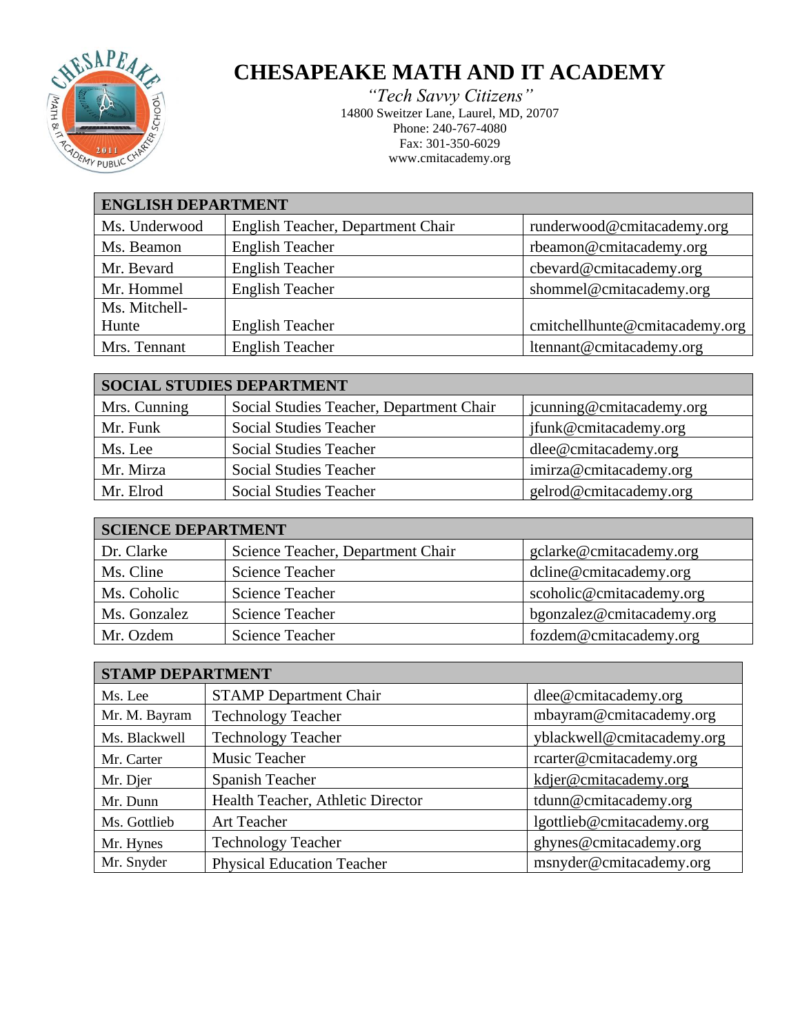# CHESAPEAKE MATH AND IT ACADEMY

*"Tech Savvy Citizens"*
14800 Sweitzer Lane, Laurel, MD, 20707
Phone: 240-767-4080
Fax: 301-350-6029
www.cmitacademy.org

| ENGLISH DEPARTMENT | | |
|---|---|---|
| Ms. Underwood | English Teacher, Department Chair | runderwood@cmitacademy.org |
| Ms. Beamon | English Teacher | rbeamon@cmitacademy.org |
| Mr. Bevard | English Teacher | cbevard@cmitacademy.org |
| Mr. Hommel | English Teacher | shommel@cmitacademy.org |
| Ms. Mitchell-Hunte | English Teacher | cmitchellhunte@cmitacademy.org |
| Mrs. Tennant | English Teacher | ltennant@cmitacademy.org |

| SOCIAL STUDIES DEPARTMENT | | |
|---|---|---|
| Mrs. Cunning | Social Studies Teacher, Department Chair | jcunning@cmitacademy.org |
| Mr. Funk | Social Studies Teacher | jfunk@cmitacademy.org |
| Ms. Lee | Social Studies Teacher | dlee@cmitacademy.org |
| Mr. Mirza | Social Studies Teacher | imirza@cmitacademy.org |
| Mr. Elrod | Social Studies Teacher | gelrod@cmitacademy.org |

| SCIENCE DEPARTMENT | | |
|---|---|---|
| Dr. Clarke | Science Teacher, Department Chair | gclarke@cmitacademy.org |
| Ms. Cline | Science Teacher | dcline@cmitacademy.org |
| Ms. Coholic | Science Teacher | scoholic@cmitacademy.org |
| Ms. Gonzalez | Science Teacher | bgonzalez@cmitacademy.org |
| Mr. Ozdem | Science Teacher | fozdem@cmitacademy.org |

| STAMP DEPARTMENT | | |
|---|---|---|
| Ms. Lee | STAMP Department Chair | dlee@cmitacademy.org |
| Mr. M. Bayram | Technology Teacher | mbayram@cmitacademy.org |
| Ms. Blackwell | Technology Teacher | yblackwell@cmitacademy.org |
| Mr. Carter | Music Teacher | rcarter@cmitacademy.org |
| Mr. Djer | Spanish Teacher | kdjer@cmitacademy.org |
| Mr. Dunn | Health Teacher, Athletic Director | tdunn@cmitacademy.org |
| Ms. Gottlieb | Art Teacher | lgottlieb@cmitacademy.org |
| Mr. Hynes | Technology Teacher | ghynes@cmitacademy.org |
| Mr. Snyder | Physical Education Teacher | msnyder@cmitacademy.org |